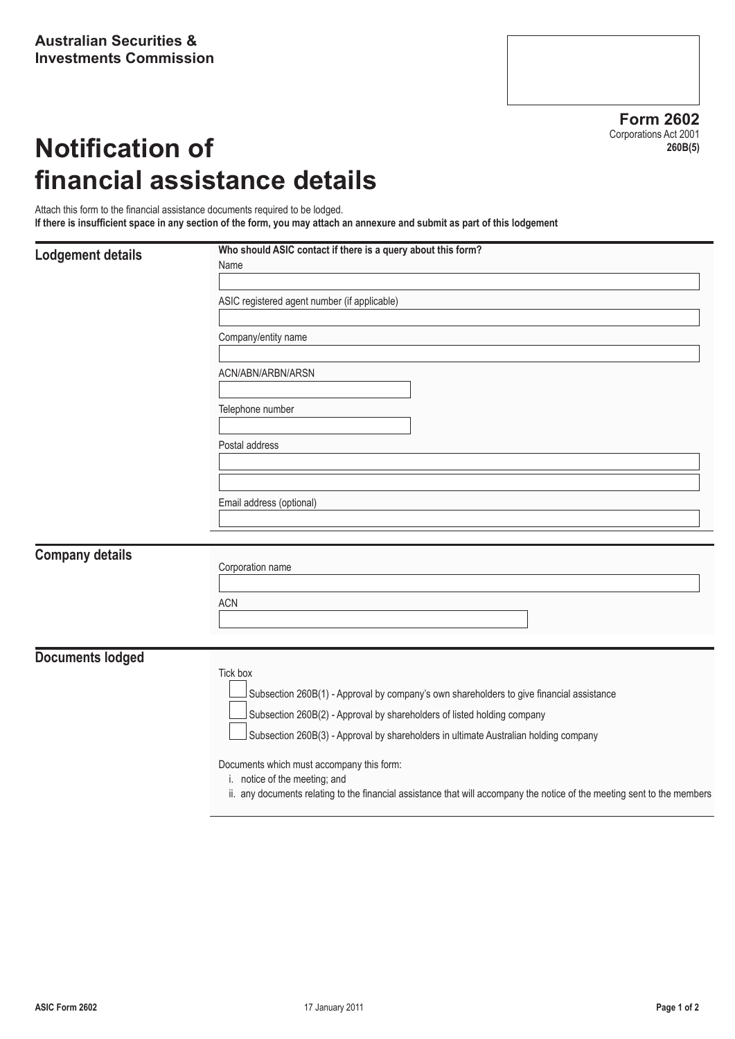**Australian Securities & Investments Commission**

**Form 2602**
Corporations Act 2001
**260B(5)**

# Notification of financial assistance details

Attach this form to the financial assistance documents required to be lodged.
**If there is insufficient space in any section of the form, you may attach an annexure and submit as part of this lodgement**

## Lodgement details

**Who should ASIC contact if there is a query about this form?**

Name

ASIC registered agent number (if applicable)

Company/entity name

ACN/ABN/ARBN/ARSN

Telephone number

Postal address

Email address (optional)

## Company details

Corporation name

ACN

## Documents lodged

Tick box

- ☐ Subsection 260B(1) - Approval by company's own shareholders to give financial assistance
- ☐ Subsection 260B(2) - Approval by shareholders of listed holding company
- ☐ Subsection 260B(3) - Approval by shareholders in ultimate Australian holding company

Documents which must accompany this form:

1. notice of the meeting; and
2. any documents relating to the financial assistance that will accompany the notice of the meeting sent to the members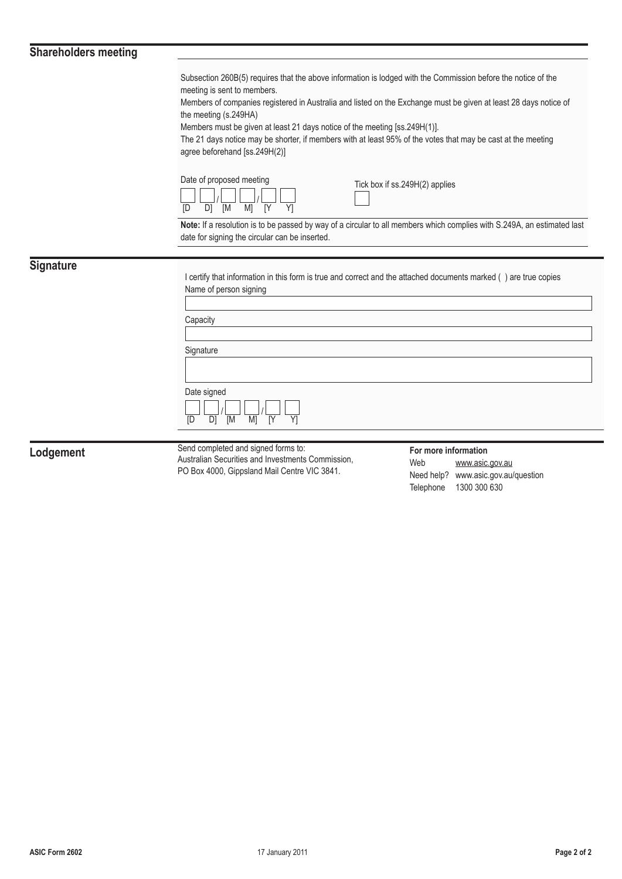## Shareholders meeting

Subsection 260B(5) requires that the above information is lodged with the Commission before the notice of the meeting is sent to members.

Members of companies registered in Australia and listed on the Exchange must be given at least 28 days notice of the meeting (s.249HA)

Members must be given at least 21 days notice of the meeting [ss.249H(1)].

The 21 days notice may be shorter, if members with at least 95% of the votes that may be cast at the meeting agree beforehand [ss.249H(2)]

Date of proposed meeting

[D D] / [M M] / [Y Y]

Tick box if ss.249H(2) applies

**Note:** If a resolution is to be passed by way of a circular to all members which complies with S.249A, an estimated last date for signing the circular can be inserted.

## Signature

I certify that information in this form is true and correct and the attached documents marked ( ) are true copies

Name of person signing

Capacity

Signature

Date signed

[D D] / [M M] / [Y Y]

## Lodgement

Send completed and signed forms to:
Australian Securities and Investments Commission,
PO Box 4000, Gippsland Mail Centre VIC 3841.

**For more information**

Web www.asic.gov.au
Need help? www.asic.gov.au/question
Telephone 1300 300 630

ASIC Form 2602 17 January 2011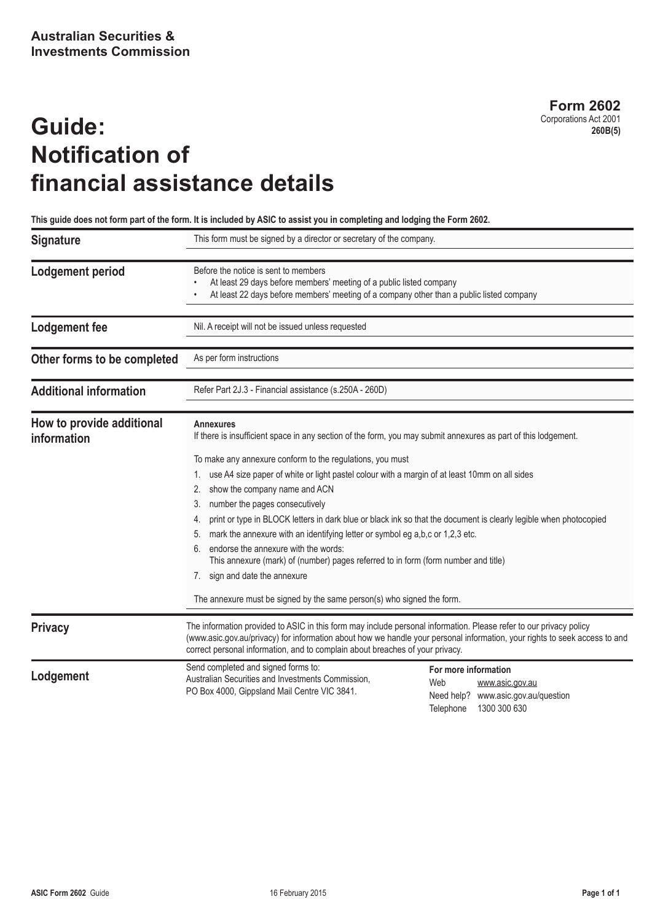**Australian Securities & Investments Commission**

**Form 2602**
Corporations Act 2001
**260B(5)**

# Guide: Notification of financial assistance details

**This guide does not form part of the form. It is included by ASIC to assist you in completing and lodging the Form 2602.**

| | |
|---|---|
| **Signature** | This form must be signed by a director or secretary of the company. |
| **Lodgement period** | Before the notice is sent to members<br>• At least 29 days before members' meeting of a public listed company<br>• At least 22 days before members' meeting of a company other than a public listed company |
| **Lodgement fee** | Nil. A receipt will not be issued unless requested |
| **Other forms to be completed** | As per form instructions |
| **Additional information** | Refer Part 2J.3 - Financial assistance (s.250A - 260D) |
| **How to provide additional information** | **Annexures**<br>If there is insufficient space in any section of the form, you may submit annexures as part of this lodgement.<br><br>To make any annexure conform to the regulations, you must<br>1. use A4 size paper of white or light pastel colour with a margin of at least 10mm on all sides<br>2. show the company name and ACN<br>3. number the pages consecutively<br>4. print or type in BLOCK letters in dark blue or black ink so that the document is clearly legible when photocopied<br>5. mark the annexure with an identifying letter or symbol eg a,b,c or 1,2,3 etc.<br>6. endorse the annexure with the words:<br>This annexure (mark) of (number) pages referred to in form (form number and title)<br>7. sign and date the annexure<br><br>The annexure must be signed by the same person(s) who signed the form. |
| **Privacy** | The information provided to ASIC in this form may include personal information. Please refer to our privacy policy (www.asic.gov.au/privacy) for information about how we handle your personal information, your rights to seek access to and correct personal information, and to complain about breaches of your privacy. |
| **Lodgement** | Send completed and signed forms to:<br>Australian Securities and Investments Commission,<br>PO Box 4000, Gippsland Mail Centre VIC 3841.<br><br>**For more information**<br>Web www.asic.gov.au<br>Need help? www.asic.gov.au/question<br>Telephone 1300 300 630 |